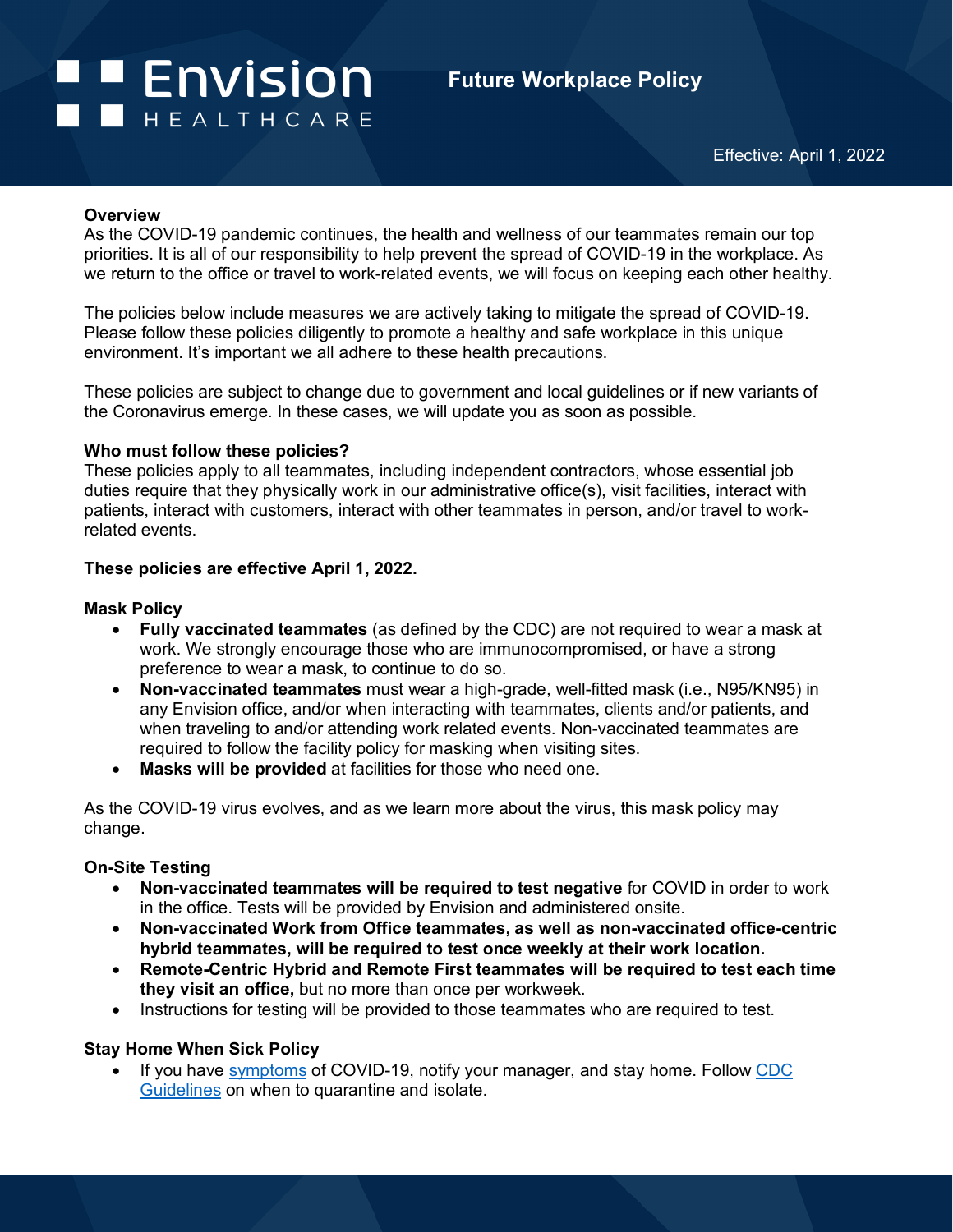Envision HEALTHCARE

# Future Workplace Policy

Effective: April 1, 2022

**Overview**

As the COVID-19 pandemic continues, the health and wellness of our teammates remain our top priorities. It is all of our responsibility to help prevent the spread of COVID-19 in the workplace. As we return to the office or travel to work-related events, we will focus on keeping each other healthy.

The policies below include measures we are actively taking to mitigate the spread of COVID-19. Please follow these policies diligently to promote a healthy and safe workplace in this unique environment. It's important we all adhere to these health precautions.

These policies are subject to change due to government and local guidelines or if new variants of the Coronavirus emerge. In these cases, we will update you as soon as possible.

**Who must follow these policies?**

These policies apply to all teammates, including independent contractors, whose essential job duties require that they physically work in our administrative office(s), visit facilities, interact with patients, interact with customers, interact with other teammates in person, and/or travel to work-related events.

**These policies are effective April 1, 2022.**

**Mask Policy**

- **Fully vaccinated teammates** (as defined by the CDC) are not required to wear a mask at work. We strongly encourage those who are immunocompromised, or have a strong preference to wear a mask, to continue to do so.
- **Non-vaccinated teammates** must wear a high-grade, well-fitted mask (i.e., N95/KN95) in any Envision office, and/or when interacting with teammates, clients and/or patients, and when traveling to and/or attending work related events. Non-vaccinated teammates are required to follow the facility policy for masking when visiting sites.
- **Masks will be provided** at facilities for those who need one.

As the COVID-19 virus evolves, and as we learn more about the virus, this mask policy may change.

**On-Site Testing**

- **Non-vaccinated teammates will be required to test negative** for COVID in order to work in the office. Tests will be provided by Envision and administered onsite.
- **Non-vaccinated Work from Office teammates, as well as non-vaccinated office-centric hybrid teammates, will be required to test once weekly at their work location.**
- **Remote-Centric Hybrid and Remote First teammates will be required to test each time they visit an office,** but no more than once per workweek.
- Instructions for testing will be provided to those teammates who are required to test.

**Stay Home When Sick Policy**

- If you have symptoms of COVID-19, notify your manager, and stay home. Follow CDC Guidelines on when to quarantine and isolate.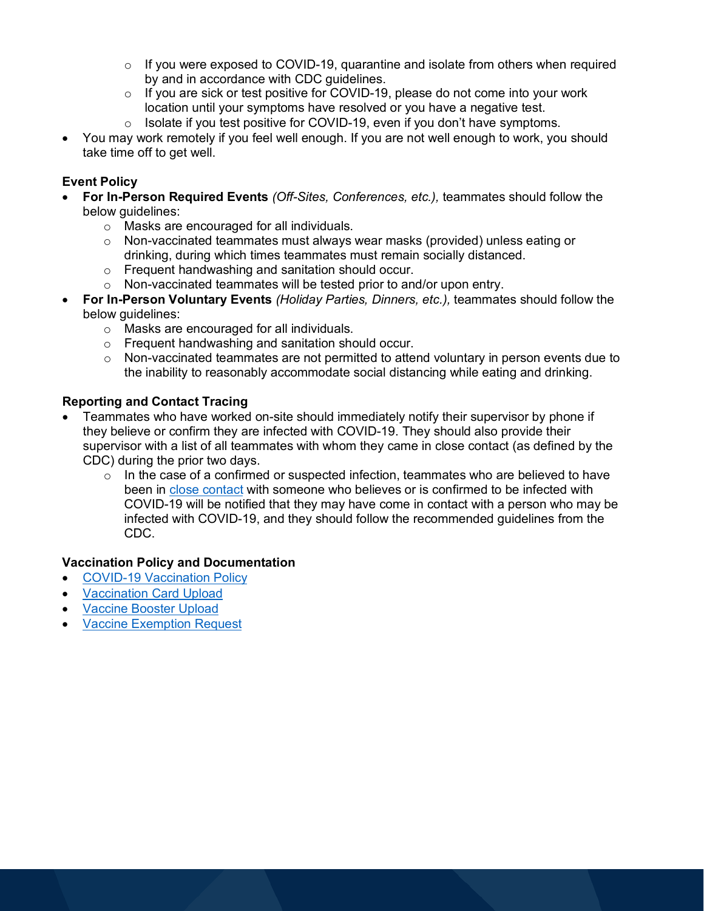- If you were exposed to COVID-19, quarantine and isolate from others when required by and in accordance with CDC guidelines.
  - If you are sick or test positive for COVID-19, please do not come into your work location until your symptoms have resolved or you have a negative test.
  - Isolate if you test positive for COVID-19, even if you don't have symptoms.
- You may work remotely if you feel well enough. If you are not well enough to work, you should take time off to get well.

**Event Policy**

- **For In-Person Required Events** *(Off-Sites, Conferences, etc.),* teammates should follow the below guidelines:
  - Masks are encouraged for all individuals.
  - Non-vaccinated teammates must always wear masks (provided) unless eating or drinking, during which times teammates must remain socially distanced.
  - Frequent handwashing and sanitation should occur.
  - Non-vaccinated teammates will be tested prior to and/or upon entry.
- **For In-Person Voluntary Events** *(Holiday Parties, Dinners, etc.),* teammates should follow the below guidelines:
  - Masks are encouraged for all individuals.
  - Frequent handwashing and sanitation should occur.
  - Non-vaccinated teammates are not permitted to attend voluntary in person events due to the inability to reasonably accommodate social distancing while eating and drinking.

**Reporting and Contact Tracing**

- Teammates who have worked on-site should immediately notify their supervisor by phone if they believe or confirm they are infected with COVID-19. They should also provide their supervisor with a list of all teammates with whom they came in close contact (as defined by the CDC) during the prior two days.
  - In the case of a confirmed or suspected infection, teammates who are believed to have been in close contact with someone who believes or is confirmed to be infected with COVID-19 will be notified that they may have come in contact with a person who may be infected with COVID-19, and they should follow the recommended guidelines from the CDC.

**Vaccination Policy and Documentation**

- COVID-19 Vaccination Policy
- Vaccination Card Upload
- Vaccine Booster Upload
- Vaccine Exemption Request